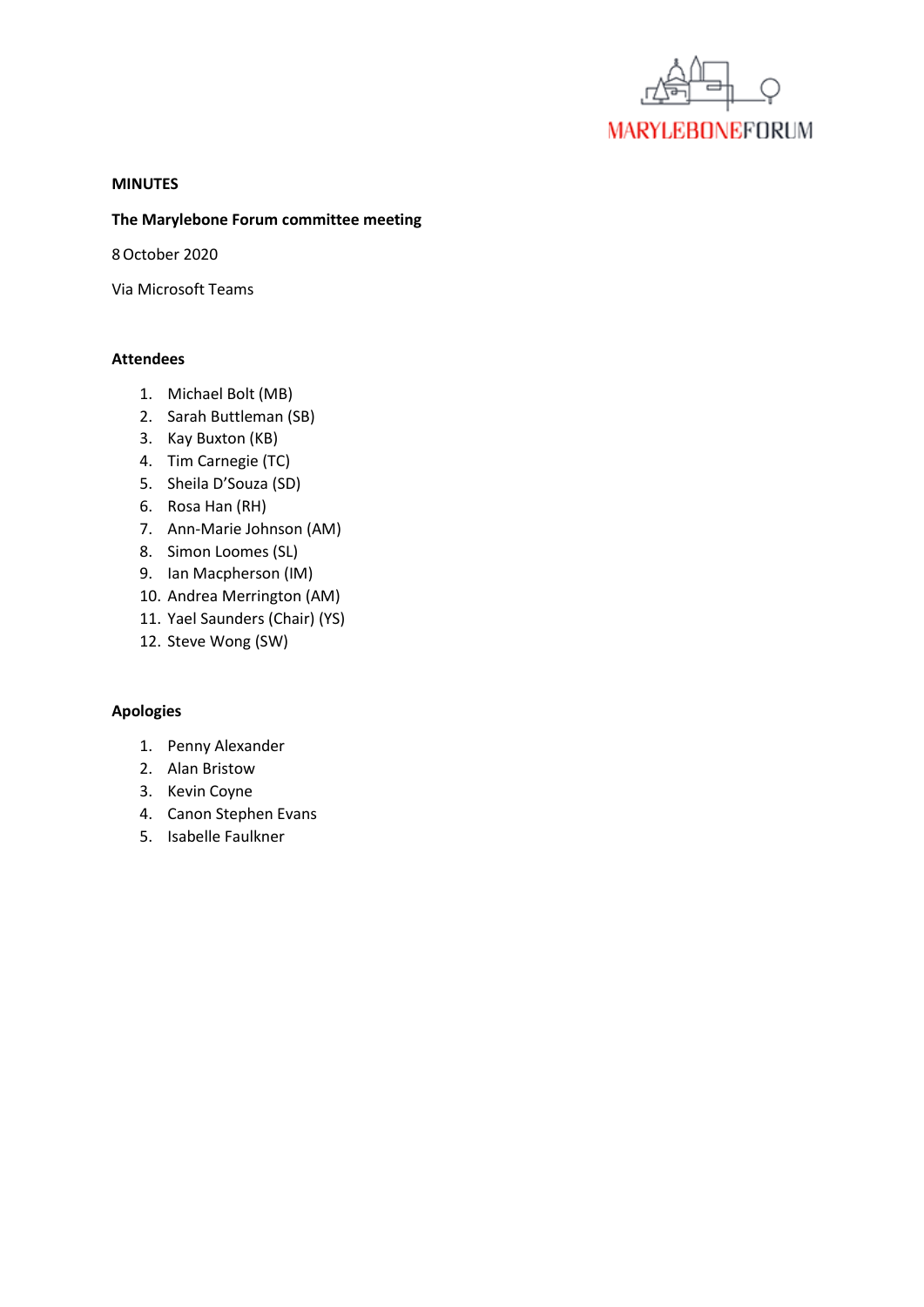MARYLEBONEFORUM

**MINUTES**

**The Marylebone Forum committee meeting**

8 October 2020

Via Microsoft Teams

**Attendees**

1. Michael Bolt (MB)
2. Sarah Buttleman (SB)
3. Kay Buxton (KB)
4. Tim Carnegie (TC)
5. Sheila D'Souza (SD)
6. Rosa Han (RH)
7. Ann-Marie Johnson (AM)
8. Simon Loomes (SL)
9. Ian Macpherson (IM)
10. Andrea Merrington (AM)
11. Yael Saunders (Chair) (YS)
12. Steve Wong (SW)

**Apologies**

1. Penny Alexander
2. Alan Bristow
3. Kevin Coyne
4. Canon Stephen Evans
5. Isabelle Faulkner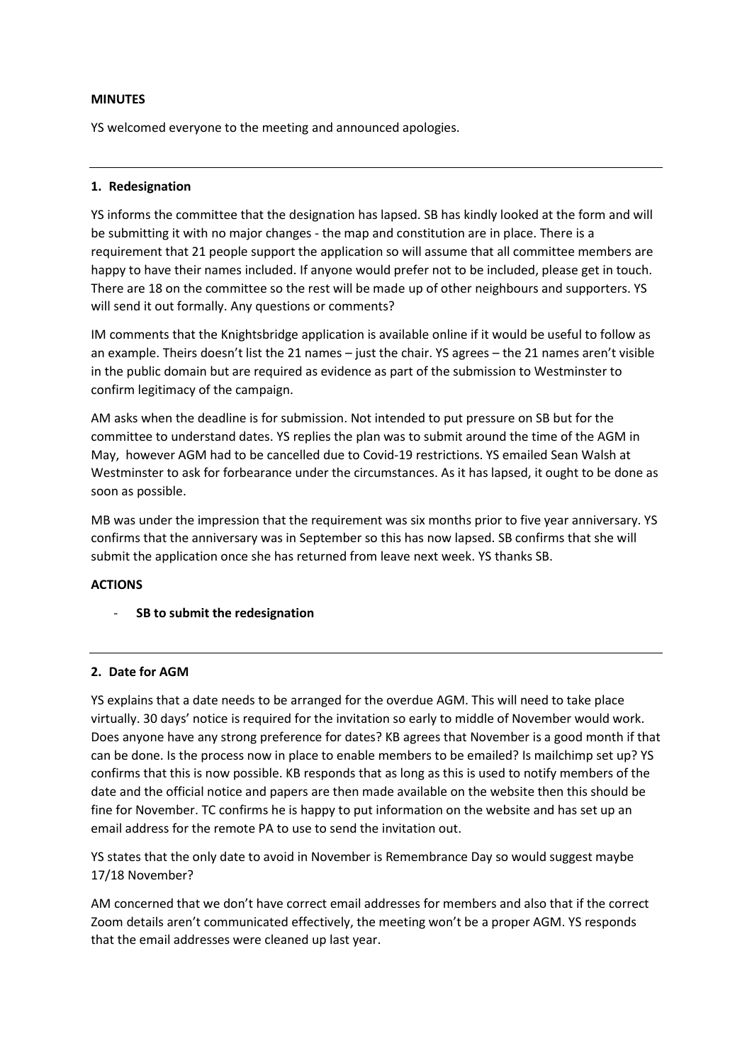**MINUTES**

YS welcomed everyone to the meeting and announced apologies.

---

## 1. Redesignation

YS informs the committee that the designation has lapsed. SB has kindly looked at the form and will be submitting it with no major changes - the map and constitution are in place. There is a requirement that 21 people support the application so will assume that all committee members are happy to have their names included. If anyone would prefer not to be included, please get in touch. There are 18 on the committee so the rest will be made up of other neighbours and supporters. YS will send it out formally. Any questions or comments?

IM comments that the Knightsbridge application is available online if it would be useful to follow as an example. Theirs doesn't list the 21 names – just the chair. YS agrees – the 21 names aren't visible in the public domain but are required as evidence as part of the submission to Westminster to confirm legitimacy of the campaign.

AM asks when the deadline is for submission. Not intended to put pressure on SB but for the committee to understand dates. YS replies the plan was to submit around the time of the AGM in May, however AGM had to be cancelled due to Covid-19 restrictions. YS emailed Sean Walsh at Westminster to ask for forbearance under the circumstances. As it has lapsed, it ought to be done as soon as possible.

MB was under the impression that the requirement was six months prior to five year anniversary. YS confirms that the anniversary was in September so this has now lapsed. SB confirms that she will submit the application once she has returned from leave next week. YS thanks SB.

**ACTIONS**

- **SB to submit the redesignation**

---

## 2. Date for AGM

YS explains that a date needs to be arranged for the overdue AGM. This will need to take place virtually. 30 days' notice is required for the invitation so early to middle of November would work. Does anyone have any strong preference for dates? KB agrees that November is a good month if that can be done. Is the process now in place to enable members to be emailed? Is mailchimp set up? YS confirms that this is now possible. KB responds that as long as this is used to notify members of the date and the official notice and papers are then made available on the website then this should be fine for November. TC confirms he is happy to put information on the website and has set up an email address for the remote PA to use to send the invitation out.

YS states that the only date to avoid in November is Remembrance Day so would suggest maybe 17/18 November?

AM concerned that we don't have correct email addresses for members and also that if the correct Zoom details aren't communicated effectively, the meeting won't be a proper AGM. YS responds that the email addresses were cleaned up last year.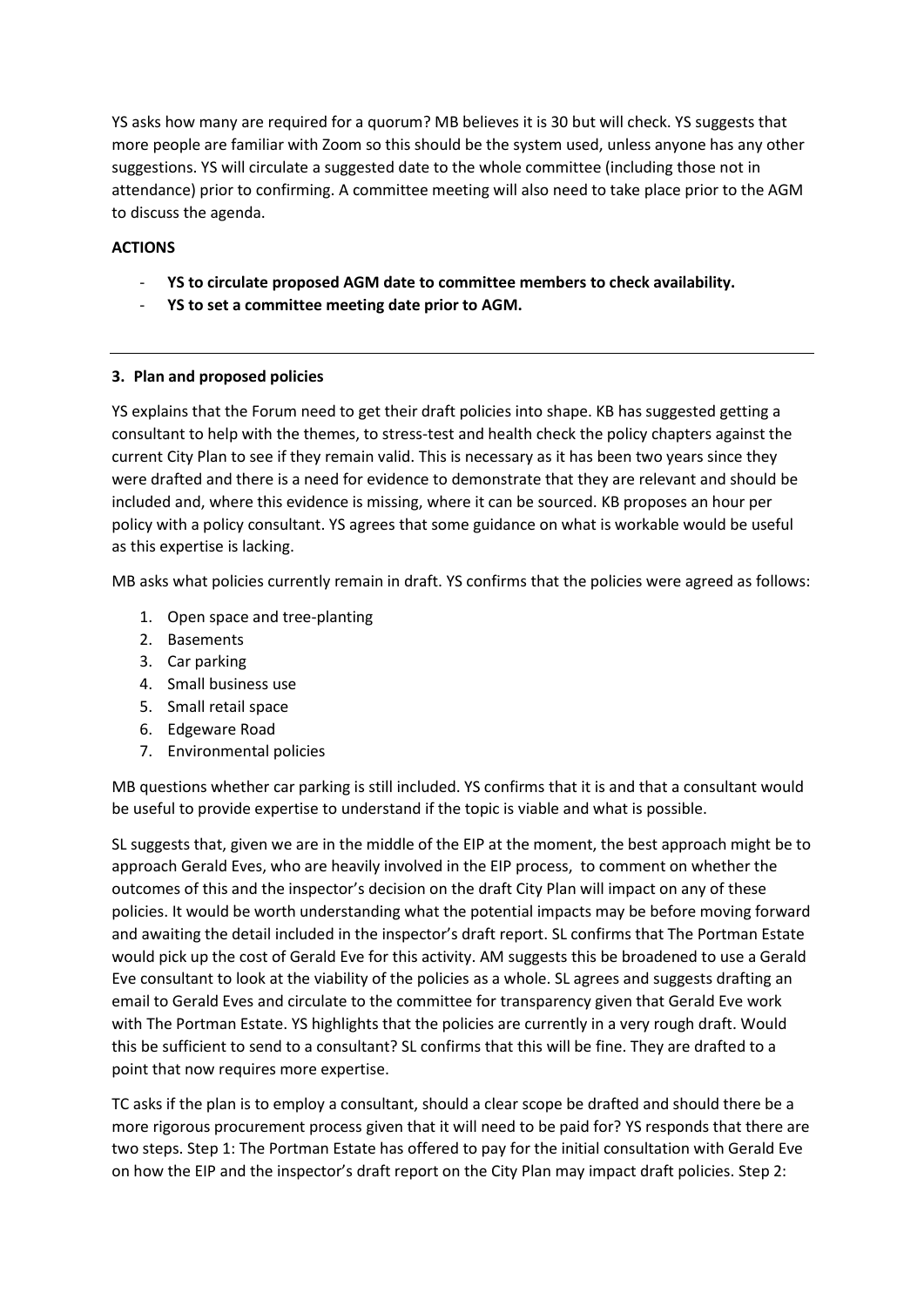YS asks how many are required for a quorum? MB believes it is 30 but will check. YS suggests that more people are familiar with Zoom so this should be the system used, unless anyone has any other suggestions. YS will circulate a suggested date to the whole committee (including those not in attendance) prior to confirming. A committee meeting will also need to take place prior to the AGM to discuss the agenda.

**ACTIONS**

- **YS to circulate proposed AGM date to committee members to check availability.**
- **YS to set a committee meeting date prior to AGM.**

---

**3. Plan and proposed policies**

YS explains that the Forum need to get their draft policies into shape. KB has suggested getting a consultant to help with the themes, to stress-test and health check the policy chapters against the current City Plan to see if they remain valid. This is necessary as it has been two years since they were drafted and there is a need for evidence to demonstrate that they are relevant and should be included and, where this evidence is missing, where it can be sourced. KB proposes an hour per policy with a policy consultant. YS agrees that some guidance on what is workable would be useful as this expertise is lacking.

MB asks what policies currently remain in draft. YS confirms that the policies were agreed as follows:

1. Open space and tree-planting
2. Basements
3. Car parking
4. Small business use
5. Small retail space
6. Edgeware Road
7. Environmental policies

MB questions whether car parking is still included. YS confirms that it is and that a consultant would be useful to provide expertise to understand if the topic is viable and what is possible.

SL suggests that, given we are in the middle of the EIP at the moment, the best approach might be to approach Gerald Eves, who are heavily involved in the EIP process, to comment on whether the outcomes of this and the inspector's decision on the draft City Plan will impact on any of these policies. It would be worth understanding what the potential impacts may be before moving forward and awaiting the detail included in the inspector's draft report. SL confirms that The Portman Estate would pick up the cost of Gerald Eve for this activity. AM suggests this be broadened to use a Gerald Eve consultant to look at the viability of the policies as a whole. SL agrees and suggests drafting an email to Gerald Eves and circulate to the committee for transparency given that Gerald Eve work with The Portman Estate. YS highlights that the policies are currently in a very rough draft. Would this be sufficient to send to a consultant? SL confirms that this will be fine. They are drafted to a point that now requires more expertise.

TC asks if the plan is to employ a consultant, should a clear scope be drafted and should there be a more rigorous procurement process given that it will need to be paid for? YS responds that there are two steps. Step 1: The Portman Estate has offered to pay for the initial consultation with Gerald Eve on how the EIP and the inspector's draft report on the City Plan may impact draft policies. Step 2: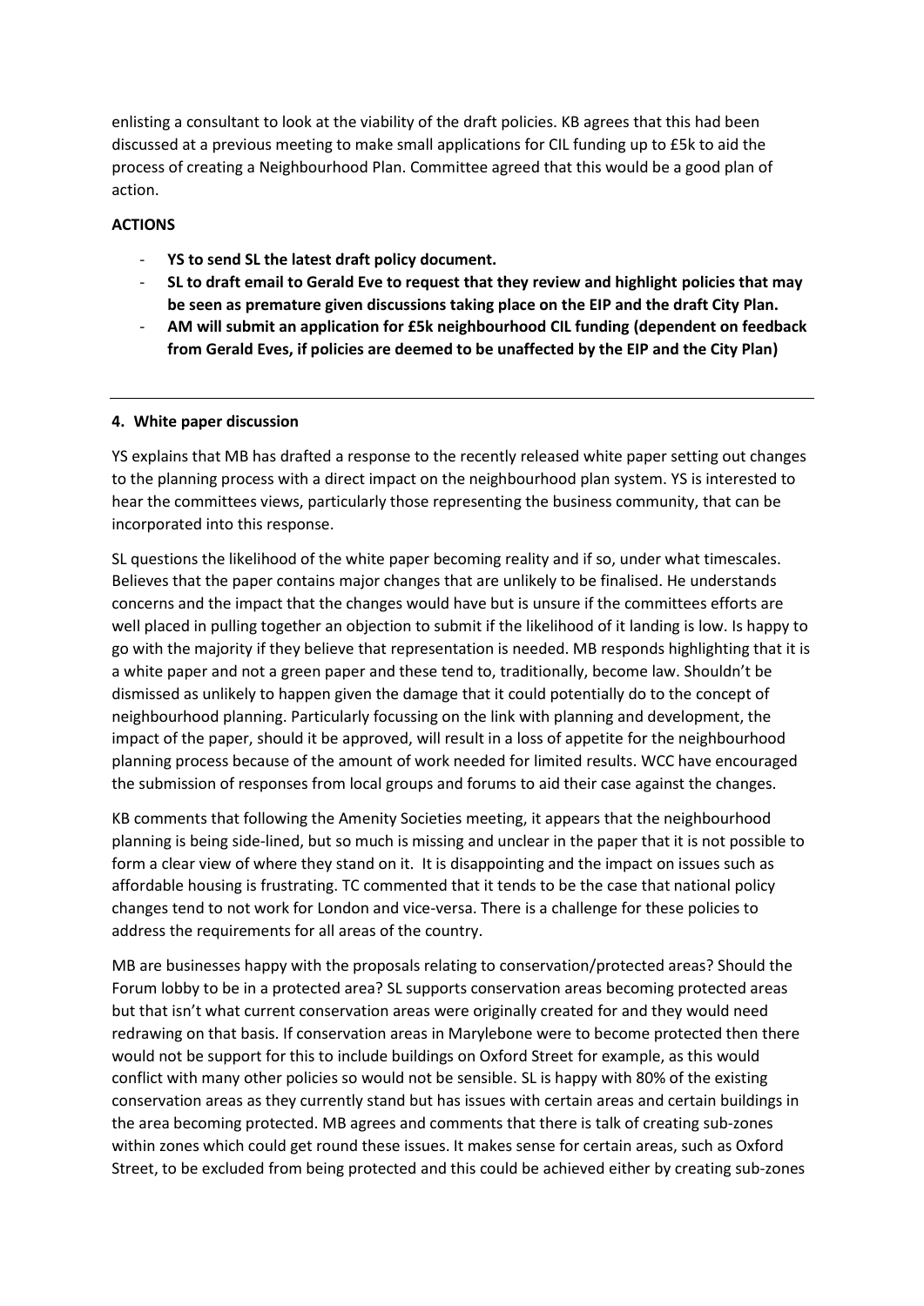enlisting a consultant to look at the viability of the draft policies. KB agrees that this had been discussed at a previous meeting to make small applications for CIL funding up to £5k to aid the process of creating a Neighbourhood Plan. Committee agreed that this would be a good plan of action.

**ACTIONS**

- **YS to send SL the latest draft policy document.**
- **SL to draft email to Gerald Eve to request that they review and highlight policies that may be seen as premature given discussions taking place on the EIP and the draft City Plan.**
- **AM will submit an application for £5k neighbourhood CIL funding (dependent on feedback from Gerald Eves, if policies are deemed to be unaffected by the EIP and the City Plan)**

---

**4. White paper discussion**

YS explains that MB has drafted a response to the recently released white paper setting out changes to the planning process with a direct impact on the neighbourhood plan system. YS is interested to hear the committees views, particularly those representing the business community, that can be incorporated into this response.

SL questions the likelihood of the white paper becoming reality and if so, under what timescales. Believes that the paper contains major changes that are unlikely to be finalised. He understands concerns and the impact that the changes would have but is unsure if the committees efforts are well placed in pulling together an objection to submit if the likelihood of it landing is low. Is happy to go with the majority if they believe that representation is needed. MB responds highlighting that it is a white paper and not a green paper and these tend to, traditionally, become law. Shouldn't be dismissed as unlikely to happen given the damage that it could potentially do to the concept of neighbourhood planning. Particularly focussing on the link with planning and development, the impact of the paper, should it be approved, will result in a loss of appetite for the neighbourhood planning process because of the amount of work needed for limited results. WCC have encouraged the submission of responses from local groups and forums to aid their case against the changes.

KB comments that following the Amenity Societies meeting, it appears that the neighbourhood planning is being side-lined, but so much is missing and unclear in the paper that it is not possible to form a clear view of where they stand on it. It is disappointing and the impact on issues such as affordable housing is frustrating. TC commented that it tends to be the case that national policy changes tend to not work for London and vice-versa. There is a challenge for these policies to address the requirements for all areas of the country.

MB are businesses happy with the proposals relating to conservation/protected areas? Should the Forum lobby to be in a protected area? SL supports conservation areas becoming protected areas but that isn't what current conservation areas were originally created for and they would need redrawing on that basis. If conservation areas in Marylebone were to become protected then there would not be support for this to include buildings on Oxford Street for example, as this would conflict with many other policies so would not be sensible. SL is happy with 80% of the existing conservation areas as they currently stand but has issues with certain areas and certain buildings in the area becoming protected. MB agrees and comments that there is talk of creating sub-zones within zones which could get round these issues. It makes sense for certain areas, such as Oxford Street, to be excluded from being protected and this could be achieved either by creating sub-zones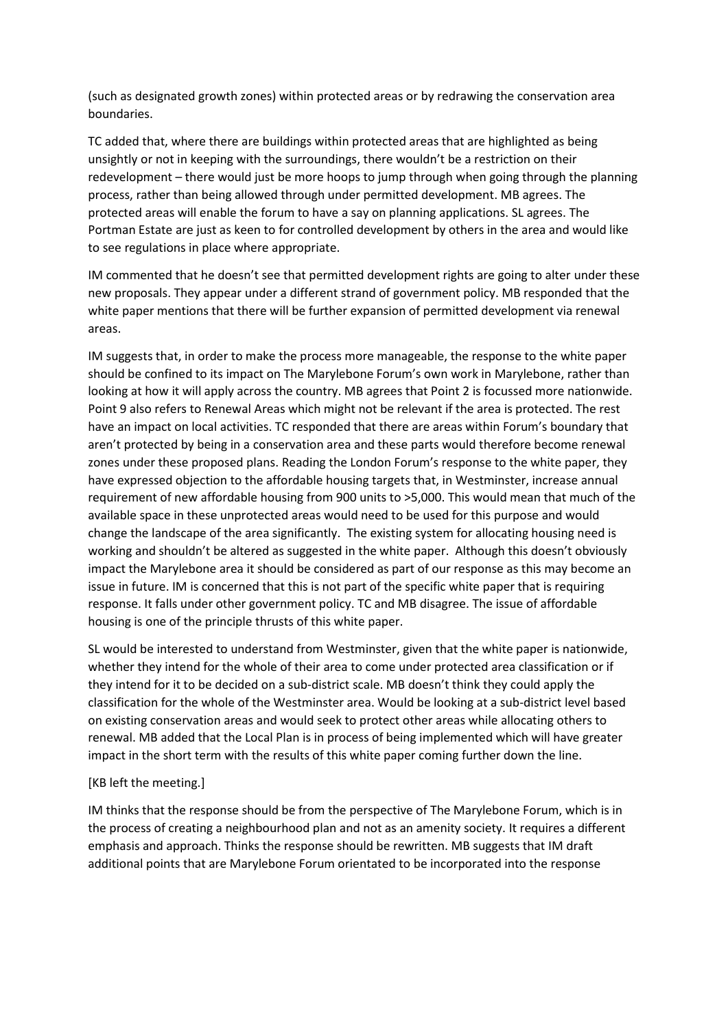(such as designated growth zones) within protected areas or by redrawing the conservation area boundaries.

TC added that, where there are buildings within protected areas that are highlighted as being unsightly or not in keeping with the surroundings, there wouldn't be a restriction on their redevelopment – there would just be more hoops to jump through when going through the planning process, rather than being allowed through under permitted development. MB agrees. The protected areas will enable the forum to have a say on planning applications. SL agrees. The Portman Estate are just as keen to for controlled development by others in the area and would like to see regulations in place where appropriate.

IM commented that he doesn't see that permitted development rights are going to alter under these new proposals. They appear under a different strand of government policy. MB responded that the white paper mentions that there will be further expansion of permitted development via renewal areas.

IM suggests that, in order to make the process more manageable, the response to the white paper should be confined to its impact on The Marylebone Forum's own work in Marylebone, rather than looking at how it will apply across the country. MB agrees that Point 2 is focussed more nationwide. Point 9 also refers to Renewal Areas which might not be relevant if the area is protected. The rest have an impact on local activities. TC responded that there are areas within Forum's boundary that aren't protected by being in a conservation area and these parts would therefore become renewal zones under these proposed plans. Reading the London Forum's response to the white paper, they have expressed objection to the affordable housing targets that, in Westminster, increase annual requirement of new affordable housing from 900 units to >5,000. This would mean that much of the available space in these unprotected areas would need to be used for this purpose and would change the landscape of the area significantly. The existing system for allocating housing need is working and shouldn't be altered as suggested in the white paper. Although this doesn't obviously impact the Marylebone area it should be considered as part of our response as this may become an issue in future. IM is concerned that this is not part of the specific white paper that is requiring response. It falls under other government policy. TC and MB disagree. The issue of affordable housing is one of the principle thrusts of this white paper.

SL would be interested to understand from Westminster, given that the white paper is nationwide, whether they intend for the whole of their area to come under protected area classification or if they intend for it to be decided on a sub-district scale. MB doesn't think they could apply the classification for the whole of the Westminster area. Would be looking at a sub-district level based on existing conservation areas and would seek to protect other areas while allocating others to renewal. MB added that the Local Plan is in process of being implemented which will have greater impact in the short term with the results of this white paper coming further down the line.

[KB left the meeting.]

IM thinks that the response should be from the perspective of The Marylebone Forum, which is in the process of creating a neighbourhood plan and not as an amenity society. It requires a different emphasis and approach. Thinks the response should be rewritten. MB suggests that IM draft additional points that are Marylebone Forum orientated to be incorporated into the response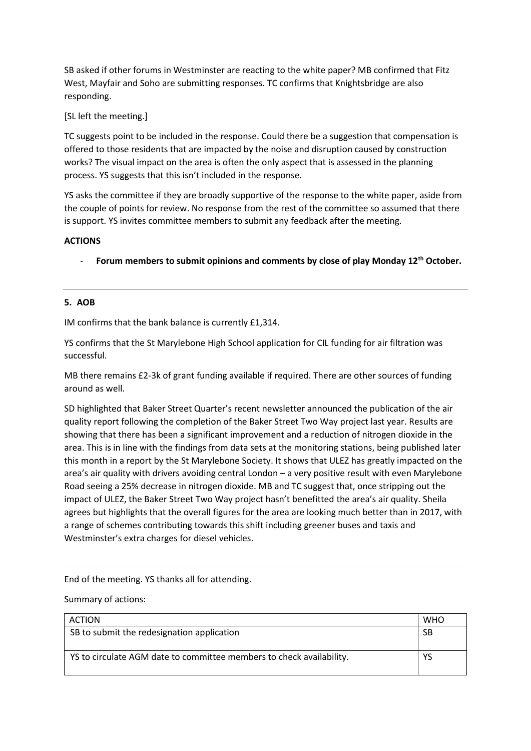SB asked if other forums in Westminster are reacting to the white paper? MB confirmed that Fitz West, Mayfair and Soho are submitting responses. TC confirms that Knightsbridge are also responding.

[SL left the meeting.]

TC suggests point to be included in the response. Could there be a suggestion that compensation is offered to those residents that are impacted by the noise and disruption caused by construction works? The visual impact on the area is often the only aspect that is assessed in the planning process. YS suggests that this isn't included in the response.

YS asks the committee if they are broadly supportive of the response to the white paper, aside from the couple of points for review. No response from the rest of the committee so assumed that there is support. YS invites committee members to submit any feedback after the meeting.

**ACTIONS**

- **Forum members to submit opinions and comments by close of play Monday 12th October.**

---

**5. AOB**

IM confirms that the bank balance is currently £1,314.

YS confirms that the St Marylebone High School application for CIL funding for air filtration was successful.

MB there remains £2-3k of grant funding available if required. There are other sources of funding around as well.

SD highlighted that Baker Street Quarter's recent newsletter announced the publication of the air quality report following the completion of the Baker Street Two Way project last year. Results are showing that there has been a significant improvement and a reduction of nitrogen dioxide in the area. This is in line with the findings from data sets at the monitoring stations, being published later this month in a report by the St Marylebone Society. It shows that ULEZ has greatly impacted on the area's air quality with drivers avoiding central London – a very positive result with even Marylebone Road seeing a 25% decrease in nitrogen dioxide. MB and TC suggest that, once stripping out the impact of ULEZ, the Baker Street Two Way project hasn't benefitted the area's air quality. Sheila agrees but highlights that the overall figures for the area are looking much better than in 2017, with a range of schemes contributing towards this shift including greener buses and taxis and Westminster's extra charges for diesel vehicles.

---

End of the meeting. YS thanks all for attending.

Summary of actions:

| ACTION | WHO |
|---|---|
| SB to submit the redesignation application | SB |
| YS to circulate AGM date to committee members to check availability. | YS |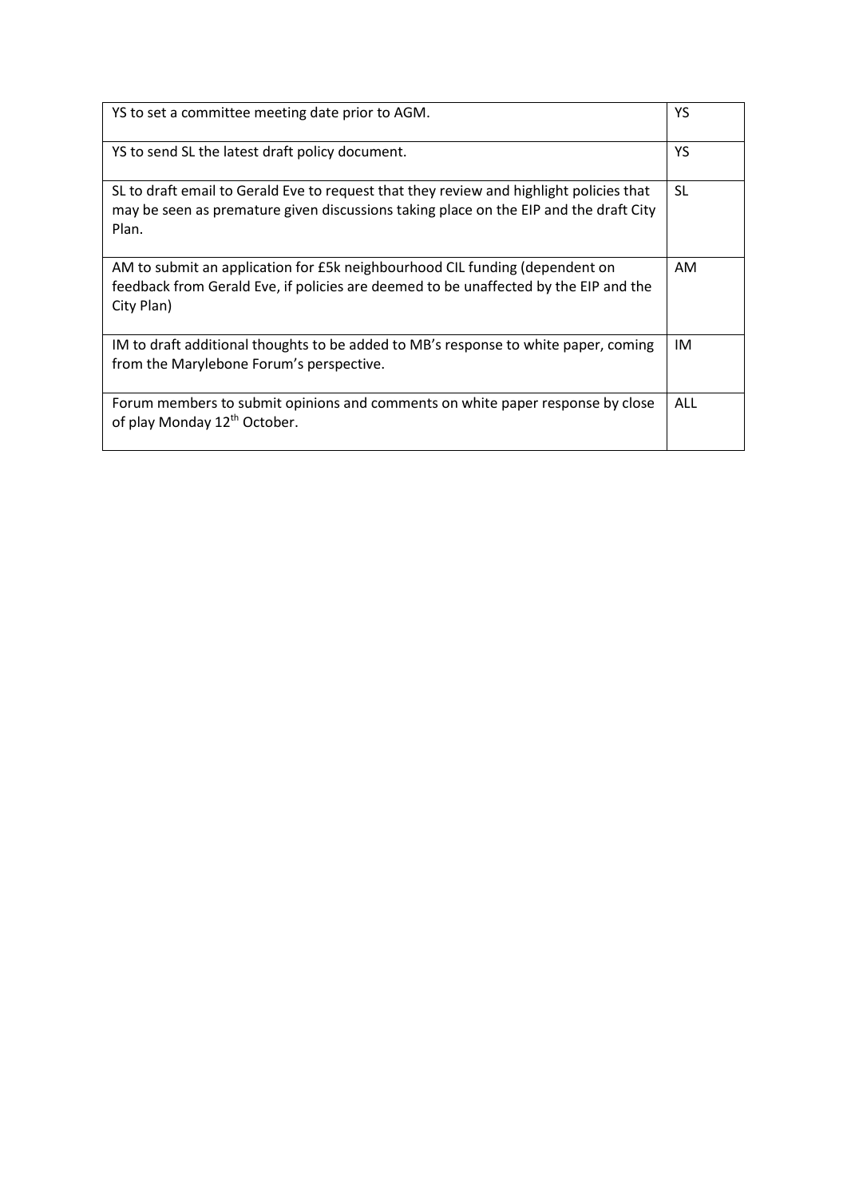| | |
|---|---|
| YS to set a committee meeting date prior to AGM. | YS |
| YS to send SL the latest draft policy document. | YS |
| SL to draft email to Gerald Eve to request that they review and highlight policies that may be seen as premature given discussions taking place on the EIP and the draft City Plan. | SL |
| AM to submit an application for £5k neighbourhood CIL funding (dependent on feedback from Gerald Eve, if policies are deemed to be unaffected by the EIP and the City Plan) | AM |
| IM to draft additional thoughts to be added to MB's response to white paper, coming from the Marylebone Forum's perspective. | IM |
| Forum members to submit opinions and comments on white paper response by close of play Monday 12th October. | ALL |